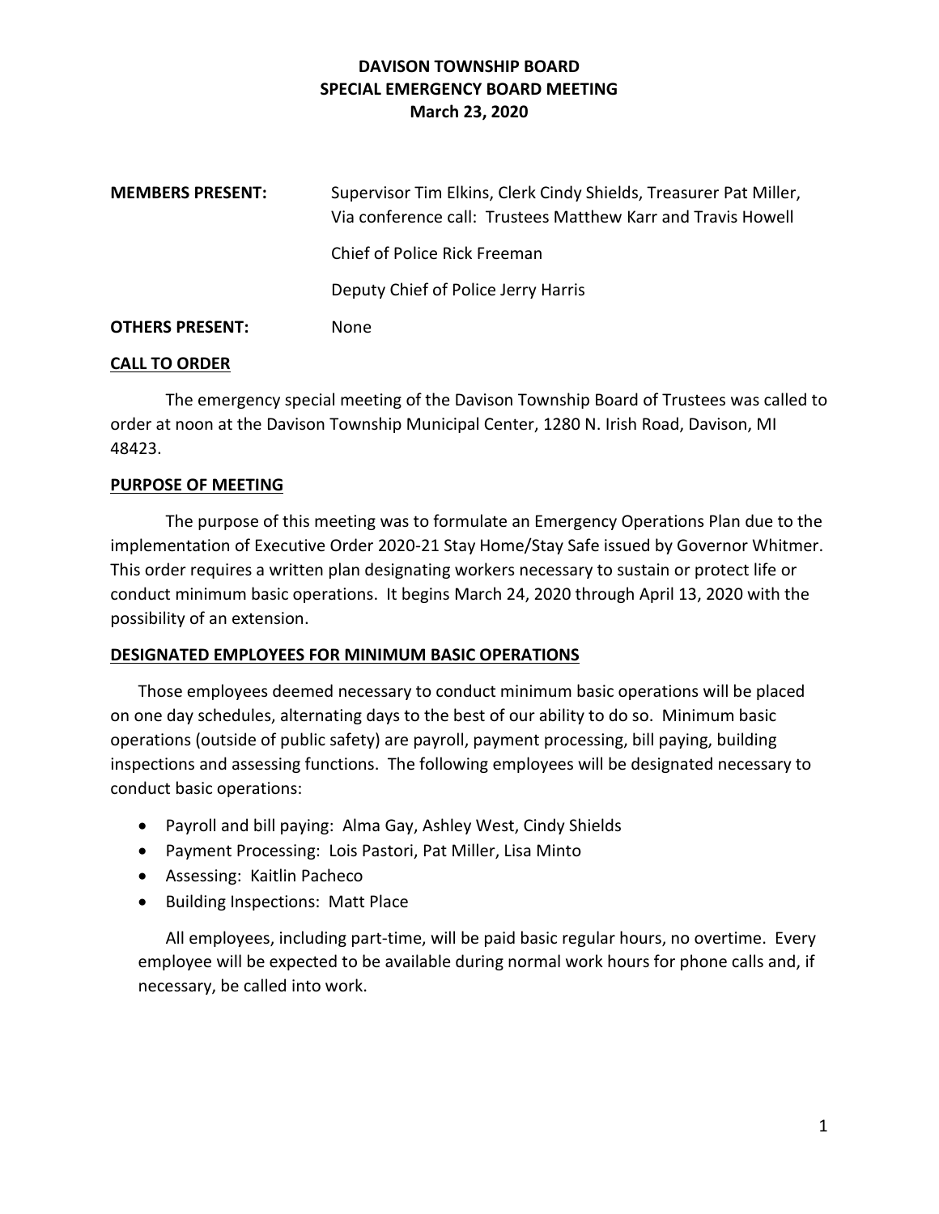# DAVISON TOWNSHIP BOARD
## SPECIAL EMERGENCY BOARD MEETING
### March 23, 2020

| | |
|---|---|
| **MEMBERS PRESENT:** | Supervisor Tim Elkins, Clerk Cindy Shields, Treasurer Pat Miller, Via conference call: Trustees Matthew Karr and Travis Howell |
| | Chief of Police Rick Freeman |
| | Deputy Chief of Police Jerry Harris |
| **OTHERS PRESENT:** | None |

**CALL TO ORDER**

The emergency special meeting of the Davison Township Board of Trustees was called to order at noon at the Davison Township Municipal Center, 1280 N. Irish Road, Davison, MI 48423.

**PURPOSE OF MEETING**

The purpose of this meeting was to formulate an Emergency Operations Plan due to the implementation of Executive Order 2020-21 Stay Home/Stay Safe issued by Governor Whitmer. This order requires a written plan designating workers necessary to sustain or protect life or conduct minimum basic operations. It begins March 24, 2020 through April 13, 2020 with the possibility of an extension.

**DESIGNATED EMPLOYEES FOR MINIMUM BASIC OPERATIONS**

Those employees deemed necessary to conduct minimum basic operations will be placed on one day schedules, alternating days to the best of our ability to do so. Minimum basic operations (outside of public safety) are payroll, payment processing, bill paying, building inspections and assessing functions. The following employees will be designated necessary to conduct basic operations:

- Payroll and bill paying: Alma Gay, Ashley West, Cindy Shields
- Payment Processing: Lois Pastori, Pat Miller, Lisa Minto
- Assessing: Kaitlin Pacheco
- Building Inspections: Matt Place

All employees, including part-time, will be paid basic regular hours, no overtime. Every employee will be expected to be available during normal work hours for phone calls and, if necessary, be called into work.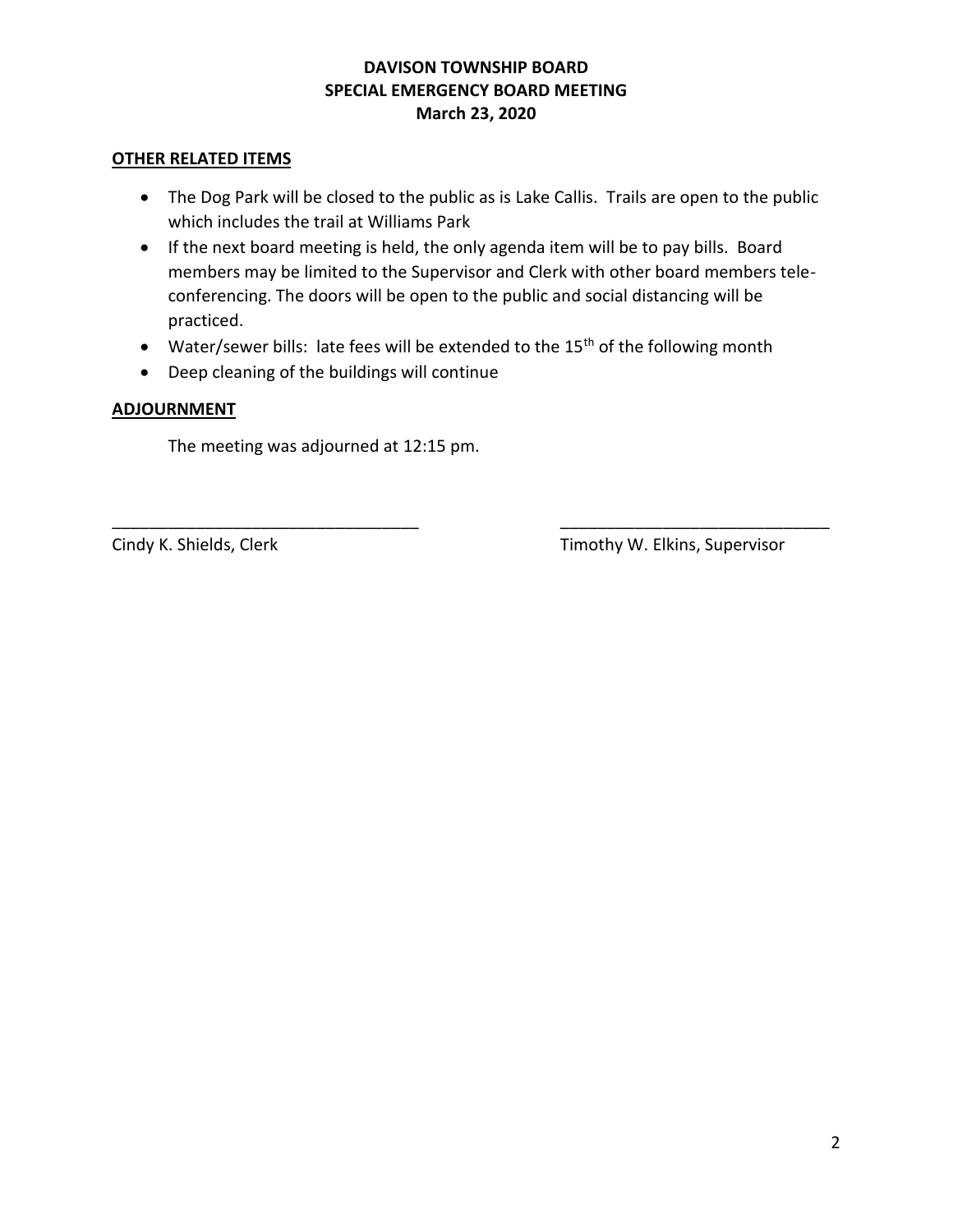# DAVISON TOWNSHIP BOARD
## SPECIAL EMERGENCY BOARD MEETING
## March 23, 2020

### OTHER RELATED ITEMS

- The Dog Park will be closed to the public as is Lake Callis. Trails are open to the public which includes the trail at Williams Park
- If the next board meeting is held, the only agenda item will be to pay bills. Board members may be limited to the Supervisor and Clerk with other board members tele-conferencing. The doors will be open to the public and social distancing will be practiced.
- Water/sewer bills: late fees will be extended to the 15th of the following month
- Deep cleaning of the buildings will continue

### ADJOURNMENT

The meeting was adjourned at 12:15 pm.

_________________________________
Cindy K. Shields, Clerk

_________________________________
Timothy W. Elkins, Supervisor